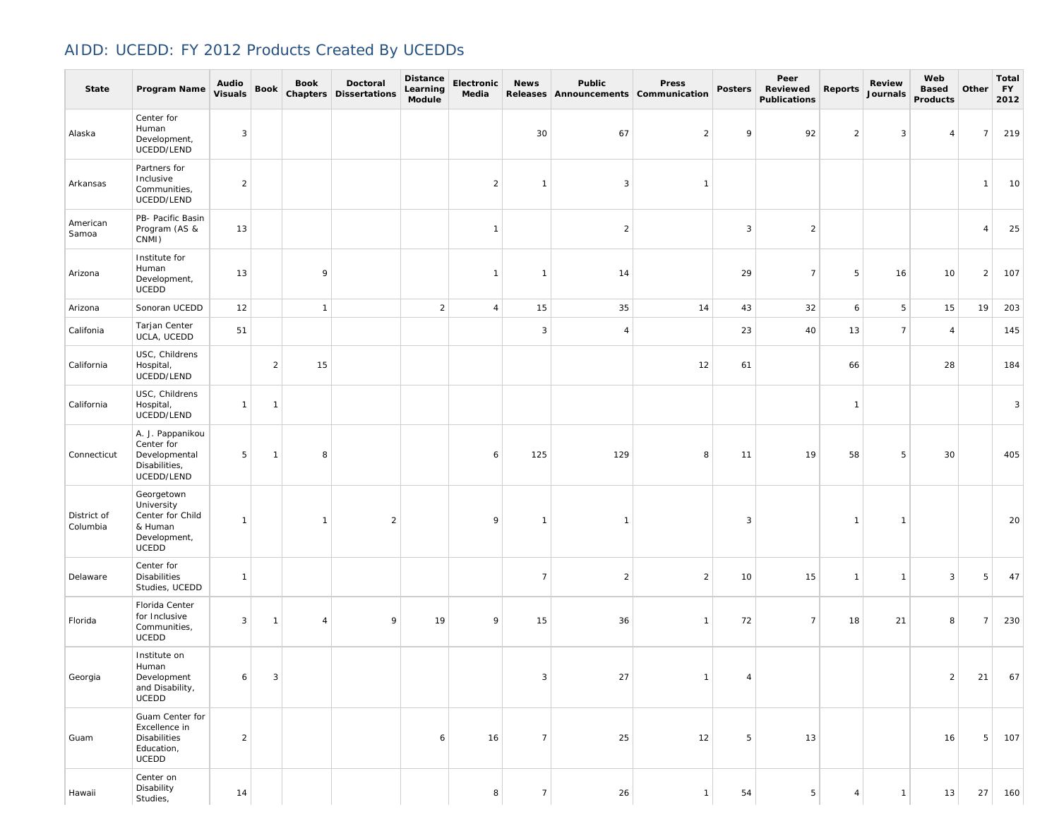# AIDD: UCEDD: FY 2012 Products Created By UCEDDs

| State | Program Name | Audio Visuals | Book | Book Chapters | Doctoral Dissertations | Distance Learning Module | Electronic Media | News Releases | Public Announcements | Press Communication | Posters | Peer Reviewed Publications | Reports | Review Journals | Web Based Products | Other | Total FY 2012 |
|---|---|---|---|---|---|---|---|---|---|---|---|---|---|---|---|---|---|
| Alaska | Center for Human Development, UCEDD/LEND | 3 | | | | | | 30 | 67 | 2 | 9 | 92 | 2 | 3 | 4 | 7 | 219 |
| Arkansas | Partners for Inclusive Communities, UCEDD/LEND | 2 | | | | | 2 | 1 | 3 | 1 | | | | | | 1 | 10 |
| American Samoa | PB- Pacific Basin Program (AS & CNMI) | 13 | | | | | 1 | | 2 | | 3 | 2 | | | | 4 | 25 |
| Arizona | Institute for Human Development, UCEDD | 13 | | 9 | | | 1 | 1 | 14 | | 29 | 7 | 5 | 16 | 10 | 2 | 107 |
| Arizona | Sonoran UCEDD | 12 | | 1 | | 2 | 4 | 15 | 35 | 14 | 43 | 32 | 6 | 5 | 15 | 19 | 203 |
| Califonia | Tarjan Center UCLA, UCEDD | 51 | | | | | | 3 | 4 | | 23 | 40 | 13 | 7 | 4 | | 145 |
| California | USC, Childrens Hospital, UCEDD/LEND | | 2 | 15 | | | | | | 12 | 61 | | 66 | | 28 | | 184 |
| California | USC, Childrens Hospital, UCEDD/LEND | 1 | 1 | | | | | | | | | | 1 | | | | 3 |
| Connecticut | A. J. Pappanikou Center for Developmental Disabilities, UCEDD/LEND | 5 | 1 | 8 | | | 6 | 125 | 129 | 8 | 11 | 19 | 58 | 5 | 30 | | 405 |
| District of Columbia | Georgetown University Center for Child & Human Development, UCEDD | 1 | | 1 | 2 | | 9 | 1 | 1 | | 3 | | 1 | 1 | | | 20 |
| Delaware | Center for Disabilities Studies, UCEDD | 1 | | | | | | 7 | 2 | 2 | 10 | 15 | 1 | 1 | 3 | 5 | 47 |
| Florida | Florida Center for Inclusive Communities, UCEDD | 3 | 1 | 4 | 9 | 19 | 9 | 15 | 36 | 1 | 72 | 7 | 18 | 21 | 8 | 7 | 230 |
| Georgia | Institute on Human Development and Disability, UCEDD | 6 | 3 | | | | | 3 | 27 | 1 | 4 | | | | 2 | 21 | 67 |
| Guam | Guam Center for Excellence in Disabilities Education, UCEDD | 2 | | | | 6 | 16 | 7 | 25 | 12 | 5 | 13 | | | 16 | 5 | 107 |
| Hawaii | Center on Disability Studies, | 14 | | | | | 8 | 7 | 26 | 1 | 54 | 5 | 4 | 1 | 13 | 27 | 160 |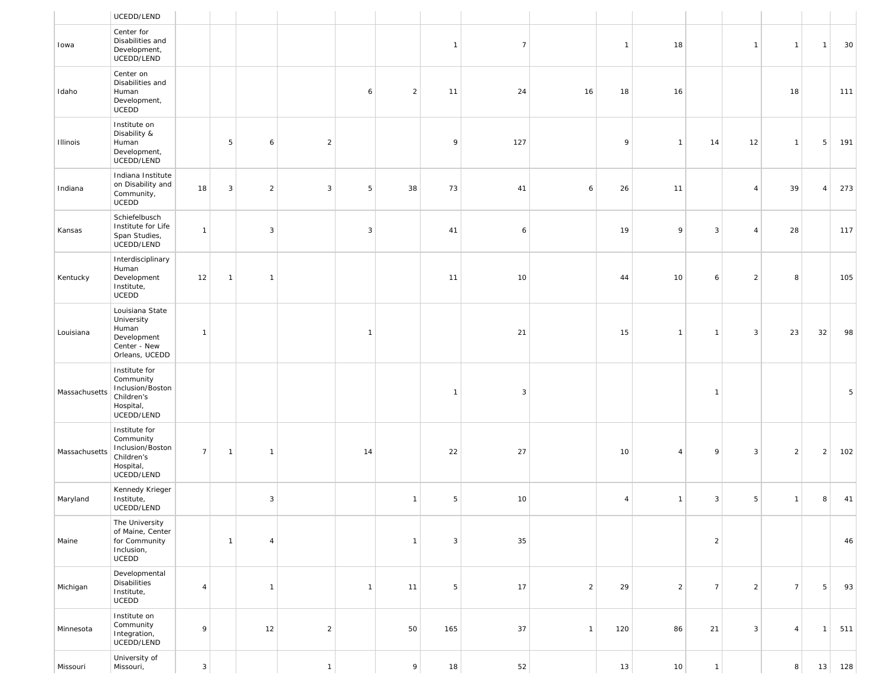| | | | | | | | | | | | | | | | | | |
|---|---|---|---|---|---|---|---|---|---|---|---|---|---|---|---|---|---|
| | UCEDD/LEND | | | | | | | | | | | | | | | | |
| Iowa | Center for Disabilities and Development, UCEDD/LEND | | | | | | | 1 | 7 | | 1 | 18 | | 1 | 1 | 1 | 30 |
| Idaho | Center on Disabilities and Human Development, UCEDD | | | | | 6 | 2 | 11 | 24 | 16 | 18 | 16 | | | 18 | | 111 |
| Illinois | Institute on Disability & Human Development, UCEDD/LEND | | 5 | 6 | 2 | | | 9 | 127 | | 9 | 1 | 14 | 12 | 1 | 5 | 191 |
| Indiana | Indiana Institute on Disability and Community, UCEDD | 18 | 3 | 2 | 3 | 5 | 38 | 73 | 41 | 6 | 26 | 11 | | 4 | 39 | 4 | 273 |
| Kansas | Schiefelbusch Institute for Life Span Studies, UCEDD/LEND | 1 | | 3 | | 3 | | 41 | 6 | | 19 | 9 | 3 | 4 | 28 | | 117 |
| Kentucky | Interdisciplinary Human Development Institute, UCEDD | 12 | 1 | 1 | | | | 11 | 10 | | 44 | 10 | 6 | 2 | 8 | | 105 |
| Louisiana | Louisiana State University Human Development Center - New Orleans, UCEDD | 1 | | | | 1 | | | 21 | | 15 | 1 | 1 | 3 | 23 | 32 | 98 |
| Massachusetts | Institute for Community Inclusion/Boston Children's Hospital, UCEDD/LEND | | | | | | | 1 | 3 | | | | 1 | | | | 5 |
| Massachusetts | Institute for Community Inclusion/Boston Children's Hospital, UCEDD/LEND | 7 | 1 | 1 | | 14 | | 22 | 27 | | 10 | 4 | 9 | 3 | 2 | 2 | 102 |
| Maryland | Kennedy Krieger Institute, UCEDD/LEND | | | 3 | | | 1 | 5 | 10 | | 4 | 1 | 3 | 5 | 1 | 8 | 41 |
| Maine | The University of Maine, Center for Community Inclusion, UCEDD | | 1 | 4 | | | 1 | 3 | 35 | | | | 2 | | | | 46 |
| Michigan | Developmental Disabilities Institute, UCEDD | 4 | | 1 | | 1 | 11 | 5 | 17 | 2 | 29 | 2 | 7 | 2 | 7 | 5 | 93 |
| Minnesota | Institute on Community Integration, UCEDD/LEND | 9 | | 12 | 2 | | 50 | 165 | 37 | 1 | 120 | 86 | 21 | 3 | 4 | 1 | 511 |
| Missouri | University of Missouri, | 3 | | | 1 | | 9 | 18 | 52 | | 13 | 10 | 1 | | 8 | 13 | 128 |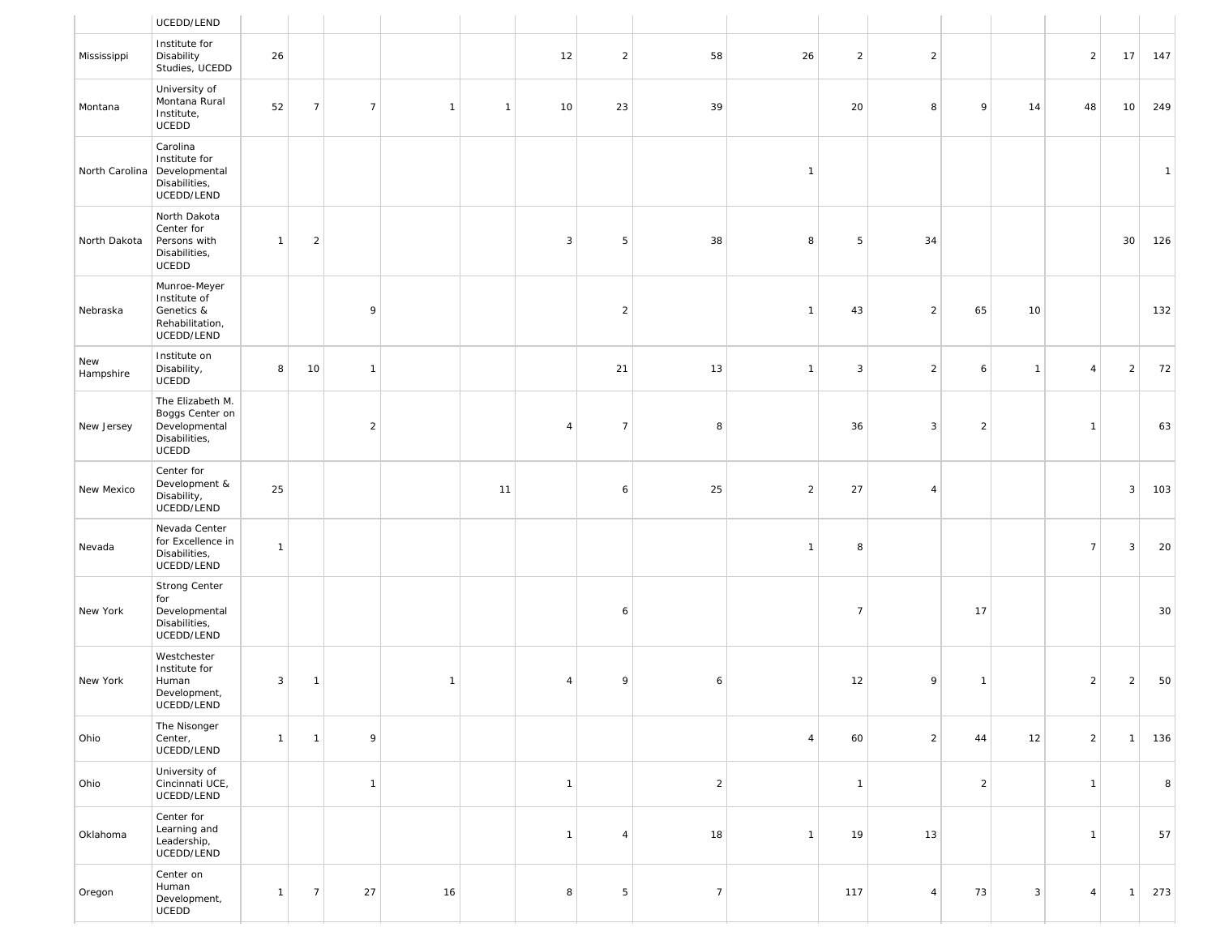| | | | | | | | | | | | | | | | | |
|---|---|---|---|---|---|---|---|---|---|---|---|---|---|---|---|---|
| | UCEDD/LEND | | | | | | | | | | | | | | | |
| Mississippi | Institute for Disability Studies, UCEDD | 26 | | | | | 12 | 2 | 58 | 26 | 2 | 2 | | | 2 | 17 | 147 |
| Montana | University of Montana Rural Institute, UCEDD | 52 | 7 | 7 | 1 | 1 | 10 | 23 | 39 | | 20 | 8 | 9 | 14 | 48 | 10 | 249 |
| North Carolina | Carolina Institute for Developmental Disabilities, UCEDD/LEND | | | | | | | | | 1 | | | | | | | 1 |
| North Dakota | North Dakota Center for Persons with Disabilities, UCEDD | 1 | 2 | | | | 3 | 5 | 38 | 8 | 5 | 34 | | | | 30 | 126 |
| Nebraska | Munroe-Meyer Institute of Genetics & Rehabilitation, UCEDD/LEND | | | 9 | | | | 2 | | 1 | 43 | 2 | 65 | 10 | | | 132 |
| New Hampshire | Institute on Disability, UCEDD | 8 | 10 | 1 | | | | 21 | 13 | 1 | 3 | 2 | 6 | 1 | 4 | 2 | 72 |
| New Jersey | The Elizabeth M. Boggs Center on Developmental Disabilities, UCEDD | | | 2 | | | 4 | 7 | 8 | | 36 | 3 | 2 | | 1 | | 63 |
| New Mexico | Center for Development & Disability, UCEDD/LEND | 25 | | | | 11 | | 6 | 25 | 2 | 27 | 4 | | | | 3 | 103 |
| Nevada | Nevada Center for Excellence in Disabilities, UCEDD/LEND | 1 | | | | | | | | 1 | 8 | | | | 7 | 3 | 20 |
| New York | Strong Center for Developmental Disabilities, UCEDD/LEND | | | | | | | 6 | | | 7 | | 17 | | | | 30 |
| New York | Westchester Institute for Human Development, UCEDD/LEND | 3 | 1 | | 1 | | 4 | 9 | 6 | | 12 | 9 | 1 | | 2 | 2 | 50 |
| Ohio | The Nisonger Center, UCEDD/LEND | 1 | 1 | 9 | | | | | | 4 | 60 | 2 | 44 | 12 | 2 | 1 | 136 |
| Ohio | University of Cincinnati UCE, UCEDD/LEND | | | 1 | | | 1 | | 2 | | 1 | | 2 | | 1 | | 8 |
| Oklahoma | Center for Learning and Leadership, UCEDD/LEND | | | | | | 1 | 4 | 18 | 1 | 19 | 13 | | | 1 | | 57 |
| Oregon | Center on Human Development, UCEDD | 1 | 7 | 27 | 16 | | 8 | 5 | 7 | | 117 | 4 | 73 | 3 | 4 | 1 | 273 |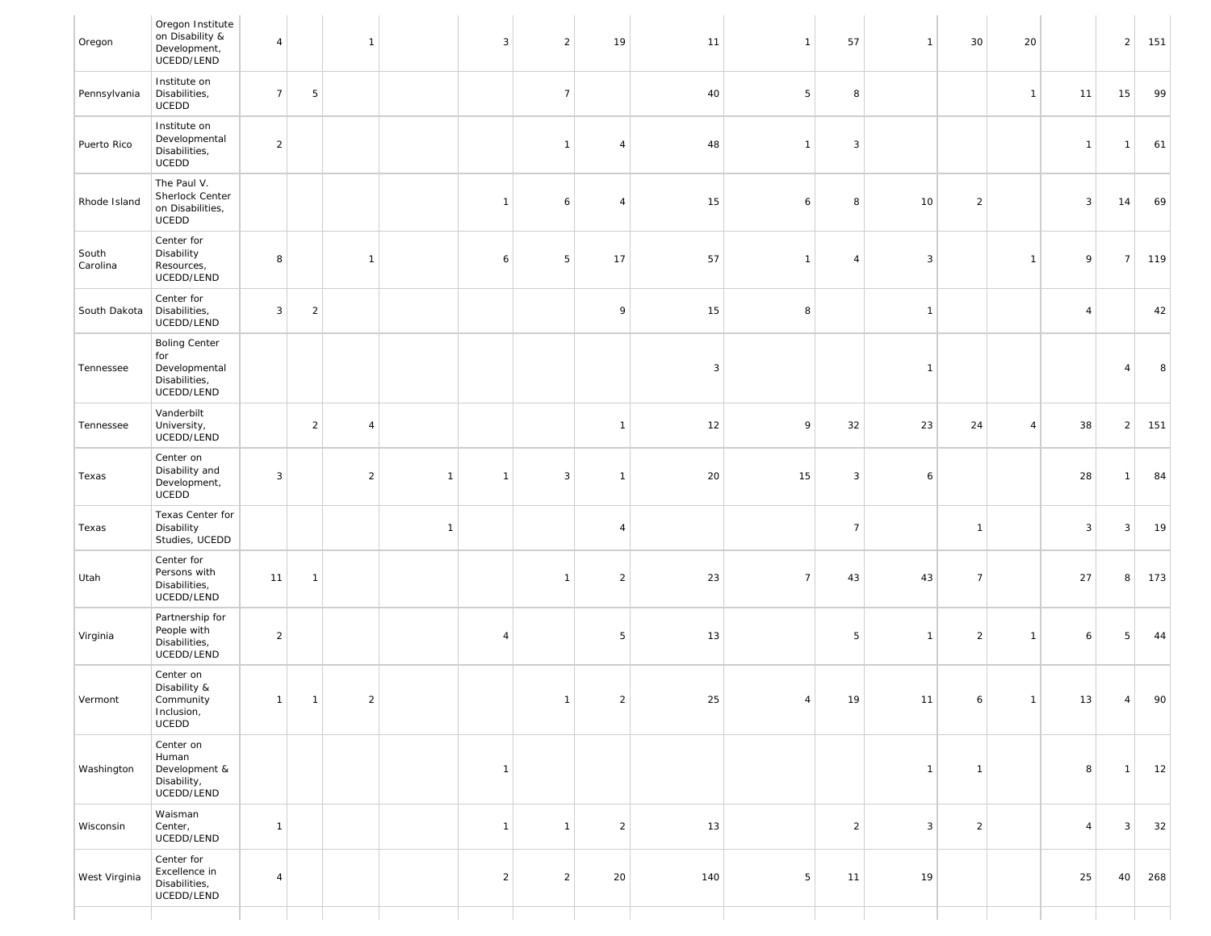| | | | | | | | | | | | | | | | | | |
|---|---|---|---|---|---|---|---|---|---|---|---|---|---|---|---|---|---|
| Oregon | Oregon Institute on Disability & Development, UCEDD/LEND | 4 | | 1 | | 3 | 2 | 19 | 11 | 1 | 57 | 1 | 30 | 20 | | 2 | 151 |
| Pennsylvania | Institute on Disabilities, UCEDD | 7 | 5 | | | | 7 | | 40 | 5 | 8 | | | 1 | 11 | 15 | 99 |
| Puerto Rico | Institute on Developmental Disabilities, UCEDD | 2 | | | | | 1 | 4 | 48 | 1 | 3 | | | | 1 | 1 | 61 |
| Rhode Island | The Paul V. Sherlock Center on Disabilities, UCEDD | | | | | 1 | 6 | 4 | 15 | 6 | 8 | 10 | 2 | | 3 | 14 | 69 |
| South Carolina | Center for Disability Resources, UCEDD/LEND | 8 | | 1 | | 6 | 5 | 17 | 57 | 1 | 4 | 3 | | 1 | 9 | 7 | 119 |
| South Dakota | Center for Disabilities, UCEDD/LEND | 3 | 2 | | | | | 9 | 15 | 8 | | 1 | | | 4 | | 42 |
| Tennessee | Boling Center for Developmental Disabilities, UCEDD/LEND | | | | | | | | 3 | | | 1 | | | | 4 | 8 |
| Tennessee | Vanderbilt University, UCEDD/LEND | | 2 | 4 | | | | 1 | 12 | 9 | 32 | 23 | 24 | 4 | 38 | 2 | 151 |
| Texas | Center on Disability and Development, UCEDD | 3 | | 2 | 1 | 1 | 3 | 1 | 20 | 15 | 3 | 6 | | | 28 | 1 | 84 |
| Texas | Texas Center for Disability Studies, UCEDD | | | | 1 | | | 4 | | | 7 | | 1 | | 3 | 3 | 19 |
| Utah | Center for Persons with Disabilities, UCEDD/LEND | 11 | 1 | | | | 1 | 2 | 23 | 7 | 43 | 43 | 7 | | 27 | 8 | 173 |
| Virginia | Partnership for People with Disabilities, UCEDD/LEND | 2 | | | | 4 | | 5 | 13 | | 5 | 1 | 2 | 1 | 6 | 5 | 44 |
| Vermont | Center on Disability & Community Inclusion, UCEDD | 1 | 1 | 2 | | | 1 | 2 | 25 | 4 | 19 | 11 | 6 | 1 | 13 | 4 | 90 |
| Washington | Center on Human Development & Disability, UCEDD/LEND | | | | | 1 | | | | | | 1 | 1 | | 8 | 1 | 12 |
| Wisconsin | Waisman Center, UCEDD/LEND | 1 | | | | 1 | 1 | 2 | 13 | | 2 | 3 | 2 | | 4 | 3 | 32 |
| West Virginia | Center for Excellence in Disabilities, UCEDD/LEND | 4 | | | | 2 | 2 | 20 | 140 | 5 | 11 | 19 | | | 25 | 40 | 268 |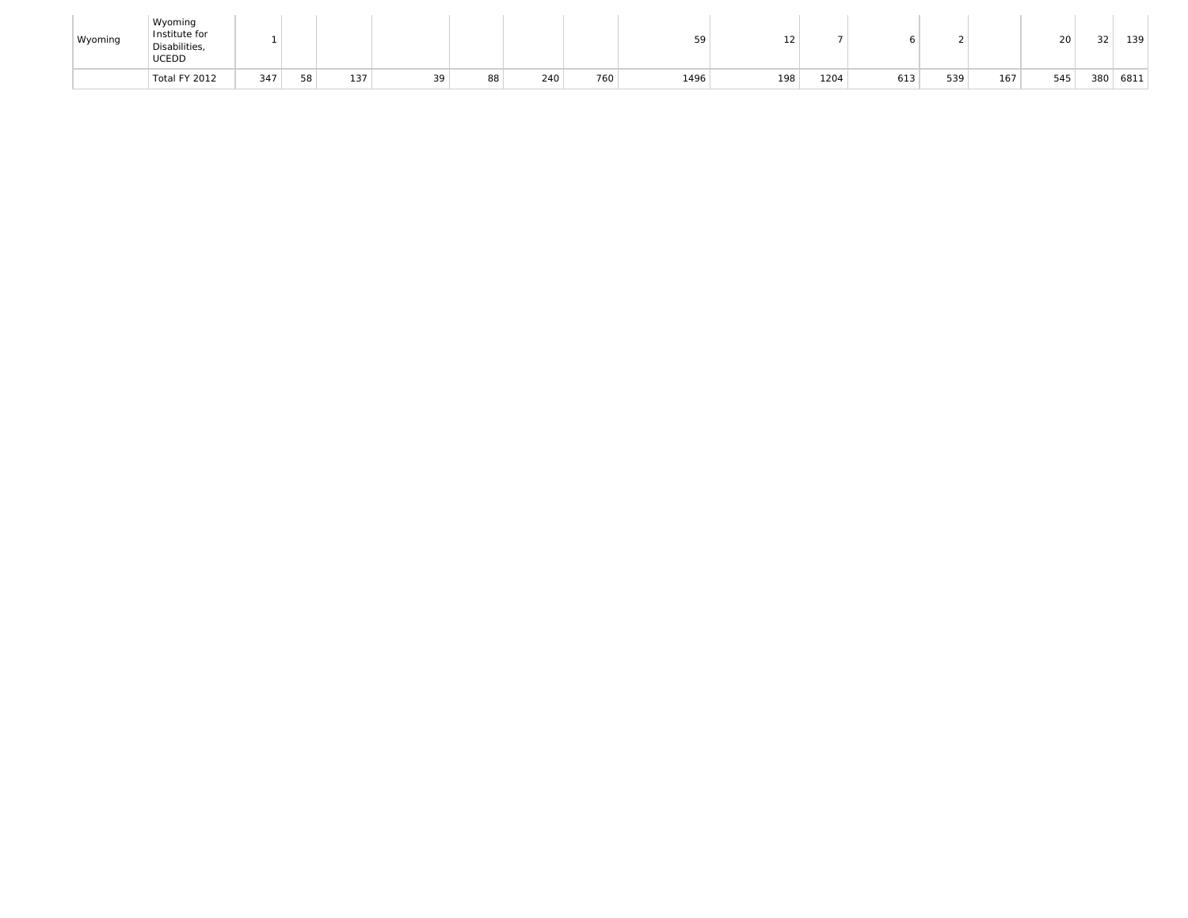| | | | | | | | | | | | | | | | | | |
|---|---|---|---|---|---|---|---|---|---|---|---|---|---|---|---|---|---|
| Wyoming | Wyoming Institute for Disabilities, UCEDD | 1 | | | | | | | 59 | 12 | 7 | 6 | 2 | | 20 | 32 | 139 |
| | Total FY 2012 | 347 | 58 | 137 | 39 | 88 | 240 | 760 | 1496 | 198 | 1204 | 613 | 539 | 167 | 545 | 380 | 6811 |